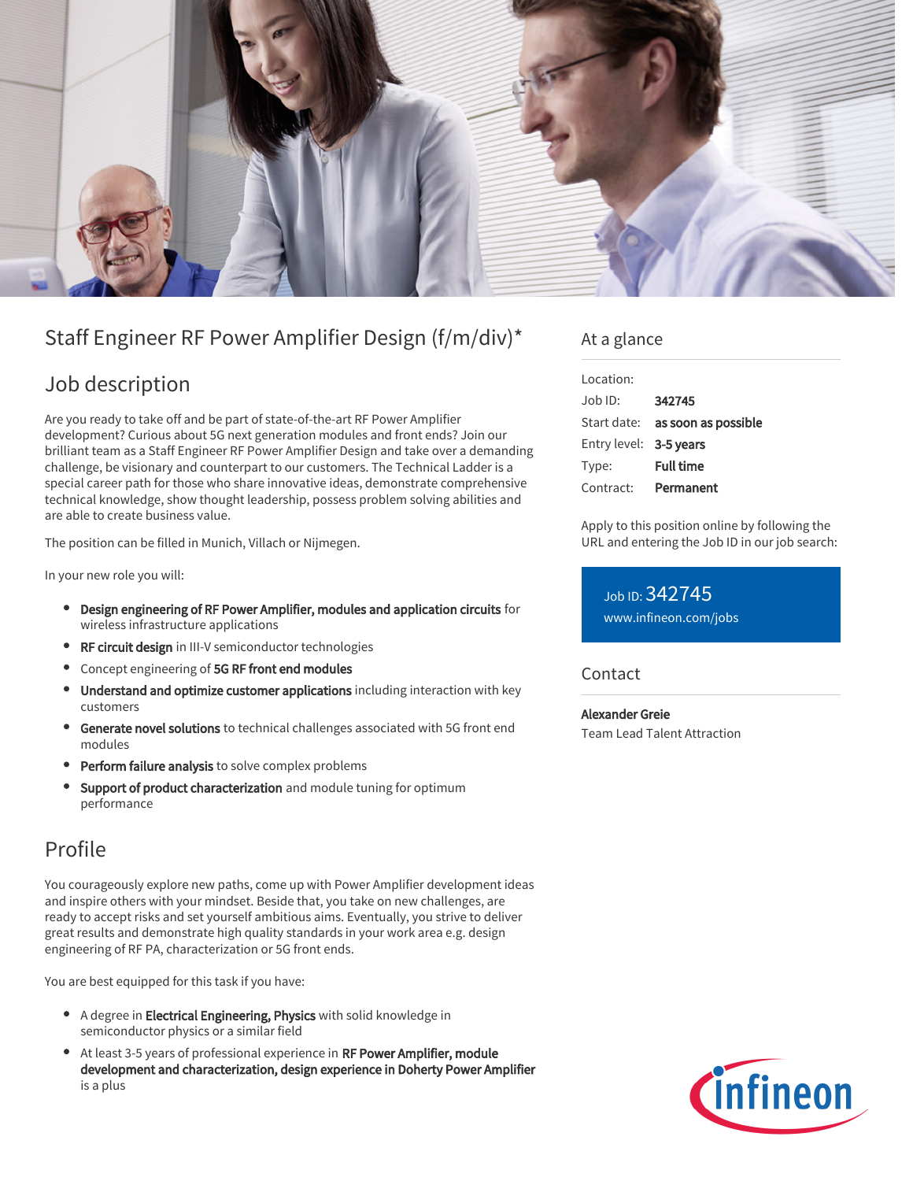# Staff Engineer RF Power Amplifier Design (f/m/div)*

## Job description

Are you ready to take off and be part of state-of-the-art RF Power Amplifier development? Curious about 5G next generation modules and front ends? Join our brilliant team as a Staff Engineer RF Power Amplifier Design and take over a demanding challenge, be visionary and counterpart to our customers. The Technical Ladder is a special career path for those who share innovative ideas, demonstrate comprehensive technical knowledge, show thought leadership, possess problem solving abilities and are able to create business value.

The position can be filled in Munich, Villach or Nijmegen.

In your new role you will:

- **Design engineering of RF Power Amplifier, modules and application circuits** for wireless infrastructure applications
- **RF circuit design** in III-V semiconductor technologies
- Concept engineering of **5G RF front end modules**
- **Understand and optimize customer applications** including interaction with key customers
- **Generate novel solutions** to technical challenges associated with 5G front end modules
- **Perform failure analysis** to solve complex problems
- **Support of product characterization** and module tuning for optimum performance

## Profile

You courageously explore new paths, come up with Power Amplifier development ideas and inspire others with your mindset. Beside that, you take on new challenges, are ready to accept risks and set yourself ambitious aims. Eventually, you strive to deliver great results and demonstrate high quality standards in your work area e.g. design engineering of RF PA, characterization or 5G front ends.

You are best equipped for this task if you have:

- A degree in **Electrical Engineering, Physics** with solid knowledge in semiconductor physics or a similar field
- At least 3-5 years of professional experience in **RF Power Amplifier, module development and characterization, design experience in Doherty Power Amplifier** is a plus

## At a glance

| | |
|---|---|
| Location: | |
| Job ID: | **342745** |
| Start date: | **as soon as possible** |
| Entry level: | **3-5 years** |
| Type: | **Full time** |
| Contract: | **Permanent** |

Apply to this position online by following the URL and entering the Job ID in our job search:

Job ID: 342745
www.infineon.com/jobs

## Contact

**Alexander Greie**
Team Lead Talent Attraction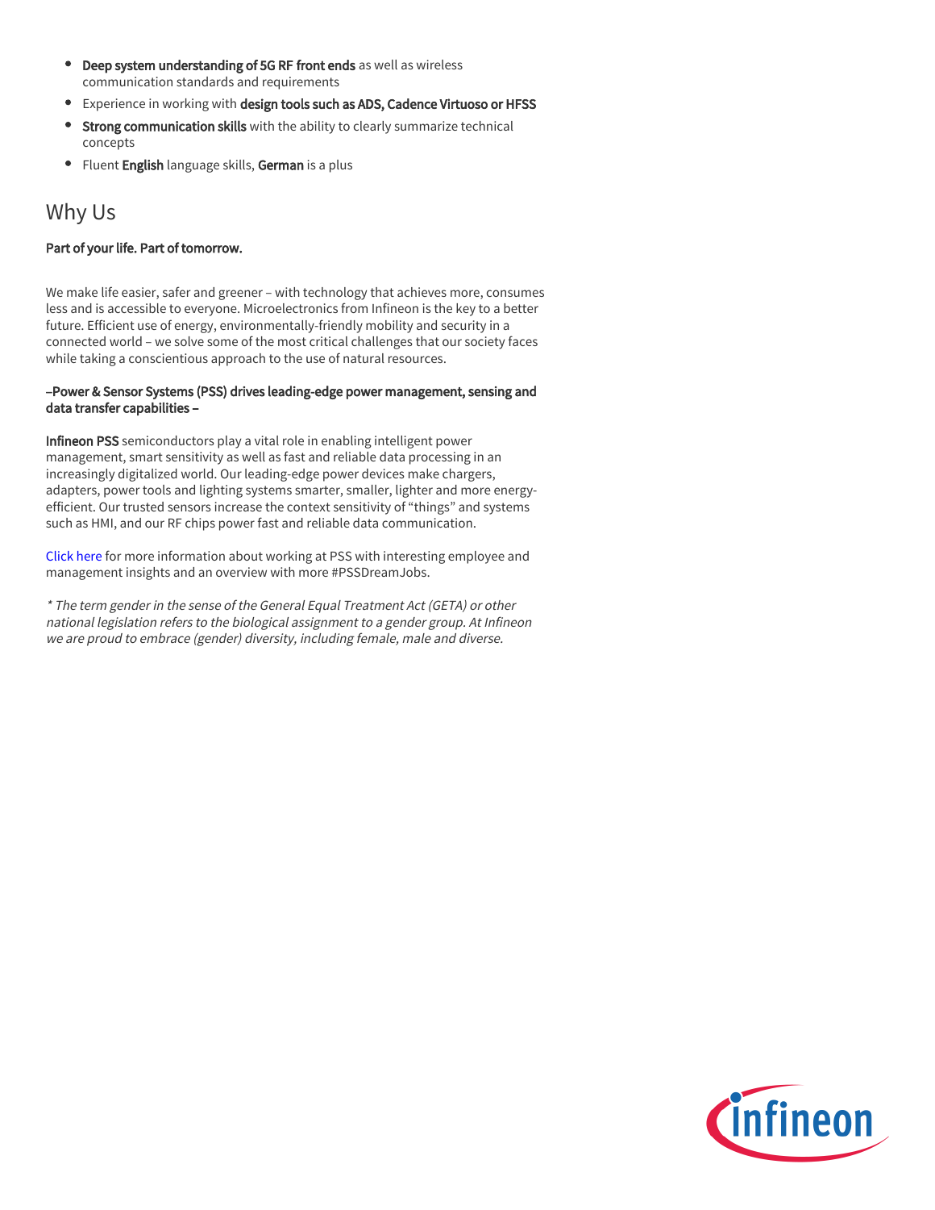- **Deep system understanding of 5G RF front ends** as well as wireless communication standards and requirements
- Experience in working with **design tools such as ADS, Cadence Virtuoso or HFSS**
- **Strong communication skills** with the ability to clearly summarize technical concepts
- Fluent **English** language skills, **German** is a plus

## Why Us

**Part of your life. Part of tomorrow.**

We make life easier, safer and greener – with technology that achieves more, consumes less and is accessible to everyone. Microelectronics from Infineon is the key to a better future. Efficient use of energy, environmentally-friendly mobility and security in a connected world – we solve some of the most critical challenges that our society faces while taking a conscientious approach to the use of natural resources.

**–Power & Sensor Systems (PSS) drives leading-edge power management, sensing and data transfer capabilities –**

**Infineon PSS** semiconductors play a vital role in enabling intelligent power management, smart sensitivity as well as fast and reliable data processing in an increasingly digitalized world. Our leading-edge power devices make chargers, adapters, power tools and lighting systems smarter, smaller, lighter and more energy-efficient. Our trusted sensors increase the context sensitivity of “things” and systems such as HMI, and our RF chips power fast and reliable data communication.

Click here for more information about working at PSS with interesting employee and management insights and an overview with more #PSSDreamJobs.

*\* The term gender in the sense of the General Equal Treatment Act (GETA) or other national legislation refers to the biological assignment to a gender group. At Infineon we are proud to embrace (gender) diversity, including female, male and diverse.*